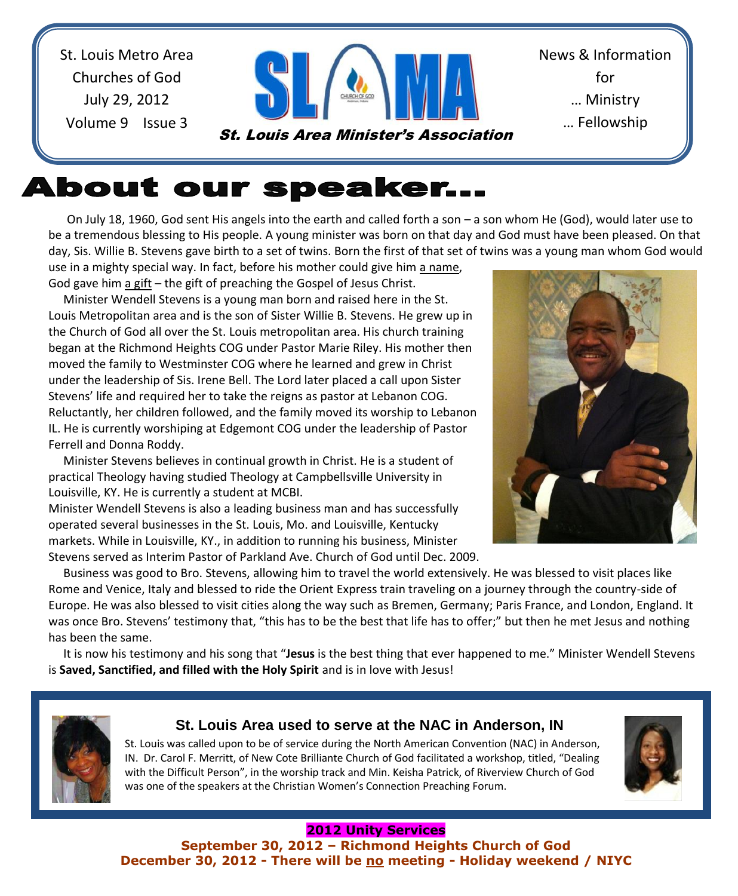St. Louis Metro Area
Churches of God
July 29, 2012
Volume 9 Issue 3

# SLAMA

*St. Louis Area Minister's Association*

News & Information
for
… Ministry
… Fellowship

# About our speaker…

On July 18, 1960, God sent His angels into the earth and called forth a son – a son whom He (God), would later use to be a tremendous blessing to His people. A young minister was born on that day and God must have been pleased. On that day, Sis. Willie B. Stevens gave birth to a set of twins. Born the first of that set of twins was a young man whom God would use in a mighty special way. In fact, before his mother could give him a name, God gave him a gift – the gift of preaching the Gospel of Jesus Christ.

Minister Wendell Stevens is a young man born and raised here in the St. Louis Metropolitan area and is the son of Sister Willie B. Stevens. He grew up in the Church of God all over the St. Louis metropolitan area. His church training began at the Richmond Heights COG under Pastor Marie Riley. His mother then moved the family to Westminster COG where he learned and grew in Christ under the leadership of Sis. Irene Bell. The Lord later placed a call upon Sister Stevens' life and required her to take the reigns as pastor at Lebanon COG. Reluctantly, her children followed, and the family moved its worship to Lebanon IL. He is currently worshiping at Edgemont COG under the leadership of Pastor Ferrell and Donna Roddy.

Minister Stevens believes in continual growth in Christ. He is a student of practical Theology having studied Theology at Campbellsville University in Louisville, KY. He is currently a student at MCBI.

Minister Wendell Stevens is also a leading business man and has successfully operated several businesses in the St. Louis, Mo. and Louisville, Kentucky markets. While in Louisville, KY., in addition to running his business, Minister Stevens served as Interim Pastor of Parkland Ave. Church of God until Dec. 2009.

Business was good to Bro. Stevens, allowing him to travel the world extensively. He was blessed to visit places like Rome and Venice, Italy and blessed to ride the Orient Express train traveling on a journey through the country-side of Europe. He was also blessed to visit cities along the way such as Bremen, Germany; Paris France, and London, England. It was once Bro. Stevens' testimony that, "this has to be the best that life has to offer;" but then he met Jesus and nothing has been the same.

It is now his testimony and his song that "**Jesus** is the best thing that ever happened to me." Minister Wendell Stevens is **Saved, Sanctified, and filled with the Holy Spirit** and is in love with Jesus!

### St. Louis Area used to serve at the NAC in Anderson, IN

St. Louis was called upon to be of service during the North American Convention (NAC) in Anderson, IN. Dr. Carol F. Merritt, of New Cote Brilliante Church of God facilitated a workshop, titled, "Dealing with the Difficult Person", in the worship track and Min. Keisha Patrick, of Riverview Church of God was one of the speakers at the Christian Women's Connection Preaching Forum.

**2012 Unity Services**

**September 30, 2012 – Richmond Heights Church of God**

**December 30, 2012 - There will be no meeting - Holiday weekend / NIYC**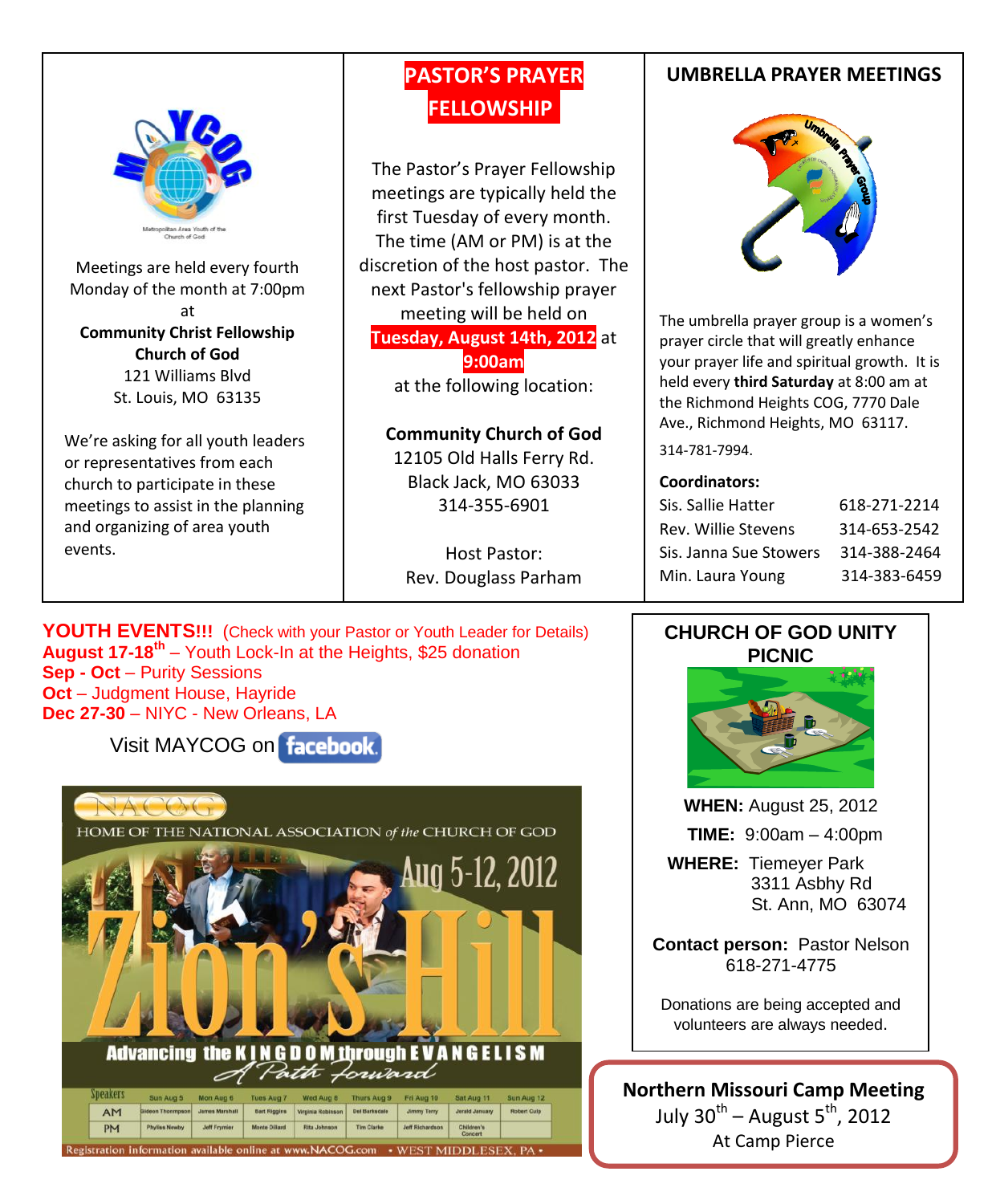Meetings are held every fourth Monday of the month at 7:00pm at

**Community Christ Fellowship Church of God**
121 Williams Blvd
St. Louis, MO 63135

We're asking for all youth leaders or representatives from each church to participate in these meetings to assist in the planning and organizing of area youth events.

## PASTOR'S PRAYER FELLOWSHIP

The Pastor's Prayer Fellowship meetings are typically held the first Tuesday of every month. The time (AM or PM) is at the discretion of the host pastor. The next Pastor's fellowship prayer meeting will be held on **Tuesday, August 14th, 2012** at **9:00am** at the following location:

**Community Church of God**
12105 Old Halls Ferry Rd.
Black Jack, MO 63033
314-355-6901

Host Pastor:
Rev. Douglass Parham

## UMBRELLA PRAYER MEETINGS

The umbrella prayer group is a women's prayer circle that will greatly enhance your prayer life and spiritual growth. It is held every **third Saturday** at 8:00 am at the Richmond Heights COG, 7770 Dale Ave., Richmond Heights, MO 63117.

314-781-7994.

**Coordinators:**

| | |
|---|---|
| Sis. Sallie Hatter | 618-271-2214 |
| Rev. Willie Stevens | 314-653-2542 |
| Sis. Janna Sue Stowers | 314-388-2464 |
| Min. Laura Young | 314-383-6459 |

**YOUTH EVENTS!!!** (Check with your Pastor or Youth Leader for Details)

**August 17-18th** – Youth Lock-In at the Heights, $25 donation
**Sep - Oct** – Purity Sessions
**Oct** – Judgment House, Hayride
**Dec 27-30** – NIYC - New Orleans, LA

Visit MAYCOG on facebook.

NACOG
HOME OF THE NATIONAL ASSOCIATION *of the* CHURCH OF GOD

Aug 5-12, 2012

Zion's Hill

Advancing the KINGDOM through EVANGELISM
*A Path Forward*

| Speakers | Sun Aug 5 | Mon Aug 6 | Tues Aug 7 | Wed Aug 8 | Thurs Aug 9 | Fri Aug 10 | Sat Aug 11 | Sun Aug 12 |
|---|---|---|---|---|---|---|---|---|
| AM | Gideon Thompson | James Marshall | Bart Riggins | Virginia Robinson | Del Barksdale | Jimmy Terry | Jerald January | Robert Culp |
| PM | Phyliss Newby | Jeff Frymier | Monte Dillard | Rita Johnson | Tim Clarke | Jeff Richardson | Children's Concert | |

Registration information available online at www.NACOG.com • WEST MIDDLESEX, PA •

## CHURCH OF GOD UNITY PICNIC

**WHEN:** August 25, 2012

**TIME:** 9:00am – 4:00pm

**WHERE:** Tiemeyer Park
3311 Asbhy Rd
St. Ann, MO 63074

**Contact person:** Pastor Nelson
618-271-4775

Donations are being accepted and volunteers are always needed.

**Northern Missouri Camp Meeting**
July 30th – August 5th, 2012
At Camp Pierce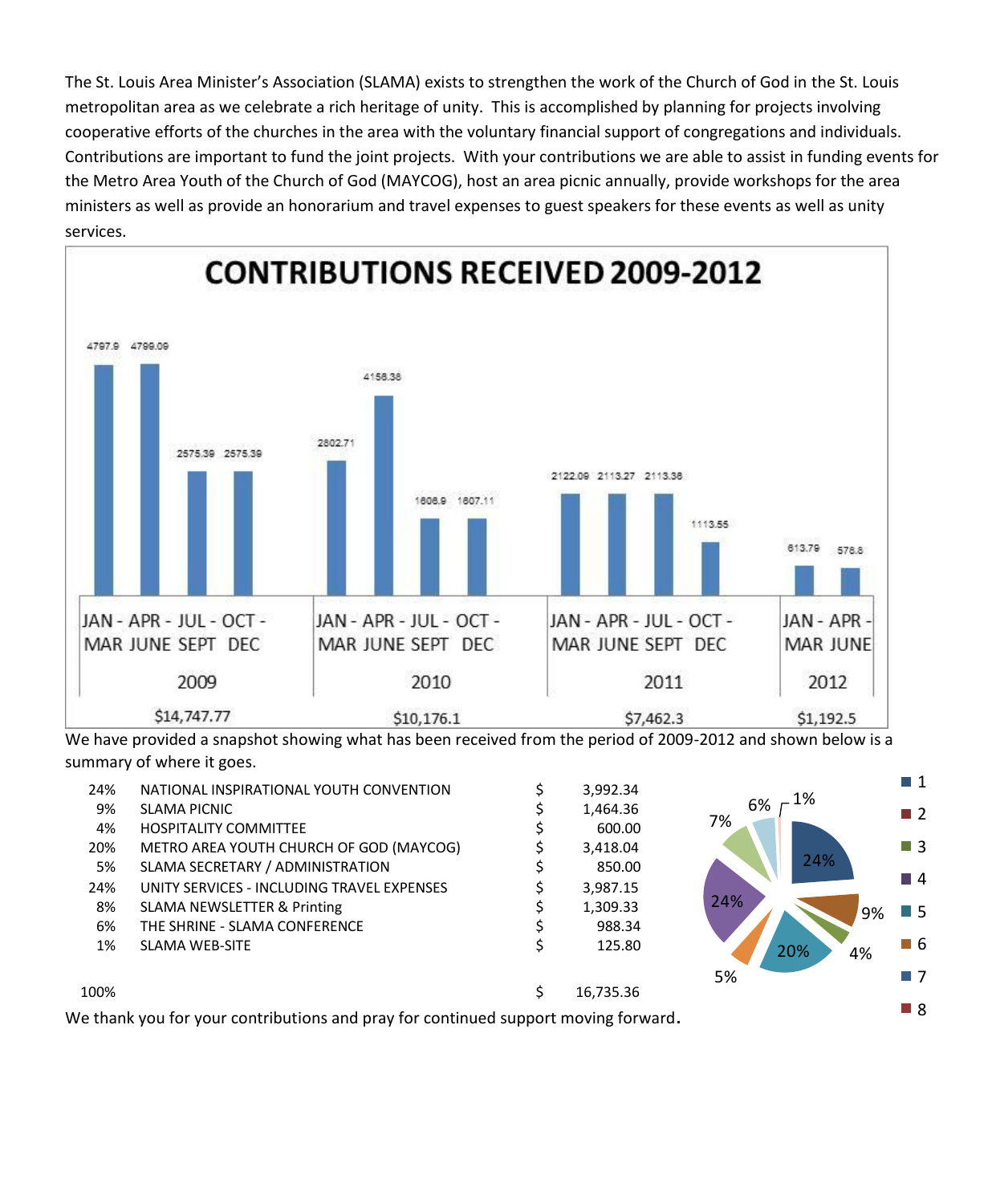The St. Louis Area Minister's Association (SLAMA) exists to strengthen the work of the Church of God in the St. Louis metropolitan area as we celebrate a rich heritage of unity. This is accomplished by planning for projects involving cooperative efforts of the churches in the area with the voluntary financial support of congregations and individuals. Contributions are important to fund the joint projects. With your contributions we are able to assist in funding events for the Metro Area Youth of the Church of God (MAYCOG), host an area picnic annually, provide workshops for the area ministers as well as provide an honorarium and travel expenses to guest speakers for these events as well as unity services.

## CONTRIBUTIONS RECEIVED 2009-2012

| Year | JAN - MAR | APR - JUNE | JUL - SEPT | OCT - DEC | Total |
|---|---|---|---|---|---|
| 2009 | 4797.9 | 4799.09 | 2575.39 | 2575.39 | $14,747.77 |
| 2010 | 2802.71 | 4158.38 | 1606.9 | 1607.11 | $10,176.1 |
| 2011 | 2122.09 | 2113.27 | 2113.36 | 1113.55 | $7,462.3 |
| 2012 | 613.79 | 578.8 | | | $1,192.5 |

We have provided a snapshot showing what has been received from the period of 2009-2012 and shown below is a summary of where it goes.

| % | Item | | Amount |
|---|---|---|---|
| 24% | NATIONAL INSPIRATIONAL YOUTH CONVENTION | $ | 3,992.34 |
| 9% | SLAMA PICNIC | $ | 1,464.36 |
| 4% | HOSPITALITY COMMITTEE | $ | 600.00 |
| 20% | METRO AREA YOUTH CHURCH OF GOD (MAYCOG) | $ | 3,418.04 |
| 5% | SLAMA SECRETARY / ADMINISTRATION | $ | 850.00 |
| 24% | UNITY SERVICES - INCLUDING TRAVEL EXPENSES | $ | 3,987.15 |
| 8% | SLAMA NEWSLETTER & Printing | $ | 1,309.33 |
| 6% | THE SHRINE - SLAMA CONFERENCE | $ | 988.34 |
| 1% | SLAMA WEB-SITE | $ | 125.80 |
| 100% | | $ | 16,735.36 |

We thank you for your contributions and pray for continued support moving forward.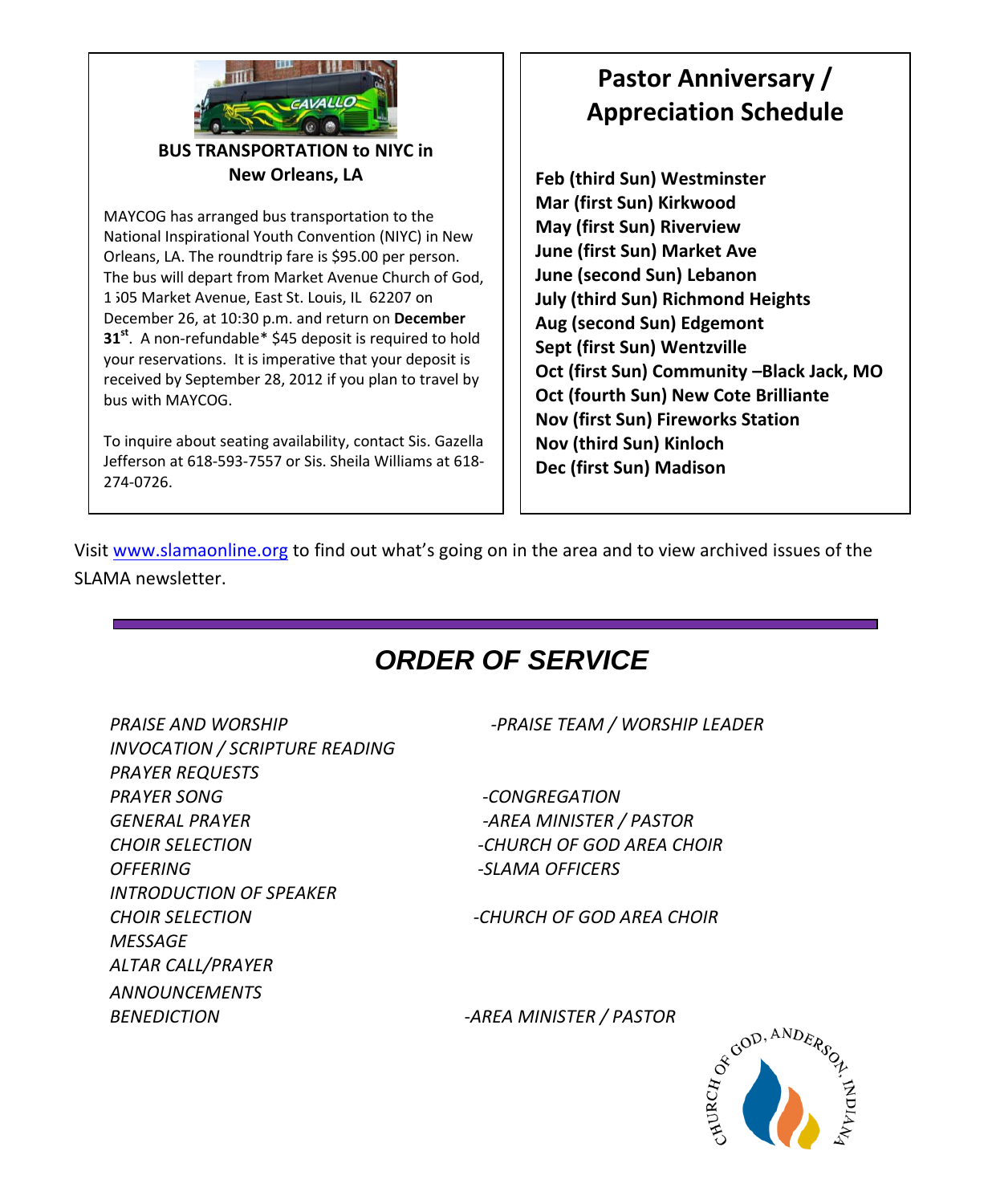**BUS TRANSPORTATION to NIYC in New Orleans, LA**

MAYCOG has arranged bus transportation to the National Inspirational Youth Convention (NIYC) in New Orleans, LA. The roundtrip fare is $95.00 per person. The bus will depart from Market Avenue Church of God, 1505 Market Avenue, East St. Louis, IL 62207 on December 26, at 10:30 p.m. and return on **December 31st**. A non-refundable* $45 deposit is required to hold your reservations. It is imperative that your deposit is received by September 28, 2012 if you plan to travel by bus with MAYCOG.

To inquire about seating availability, contact Sis. Gazella Jefferson at 618-593-7557 or Sis. Sheila Williams at 618-274-0726.

## Pastor Anniversary / Appreciation Schedule

**Feb (third Sun) Westminster**
**Mar (first Sun) Kirkwood**
**May (first Sun) Riverview**
**June (first Sun) Market Ave**
**June (second Sun) Lebanon**
**July (third Sun) Richmond Heights**
**Aug (second Sun) Edgemont**
**Sept (first Sun) Wentzville**
**Oct (first Sun) Community –Black Jack, MO**
**Oct (fourth Sun) New Cote Brilliante**
**Nov (first Sun) Fireworks Station**
**Nov (third Sun) Kinloch**
**Dec (first Sun) Madison**

Visit www.slamaonline.org to find out what's going on in the area and to view archived issues of the SLAMA newsletter.

---

# *ORDER OF SERVICE*

*PRAISE AND WORSHIP -PRAISE TEAM / WORSHIP LEADER*
*INVOCATION / SCRIPTURE READING*
*PRAYER REQUESTS*
*PRAYER SONG -CONGREGATION*
*GENERAL PRAYER -AREA MINISTER / PASTOR*
*CHOIR SELECTION -CHURCH OF GOD AREA CHOIR*
*OFFERING -SLAMA OFFICERS*
*INTRODUCTION OF SPEAKER*
*CHOIR SELECTION -CHURCH OF GOD AREA CHOIR*
*MESSAGE*
*ALTAR CALL/PRAYER*
*ANNOUNCEMENTS*
*BENEDICTION -AREA MINISTER / PASTOR*

CHURCH OF GOD, ANDERSON, INDIANA